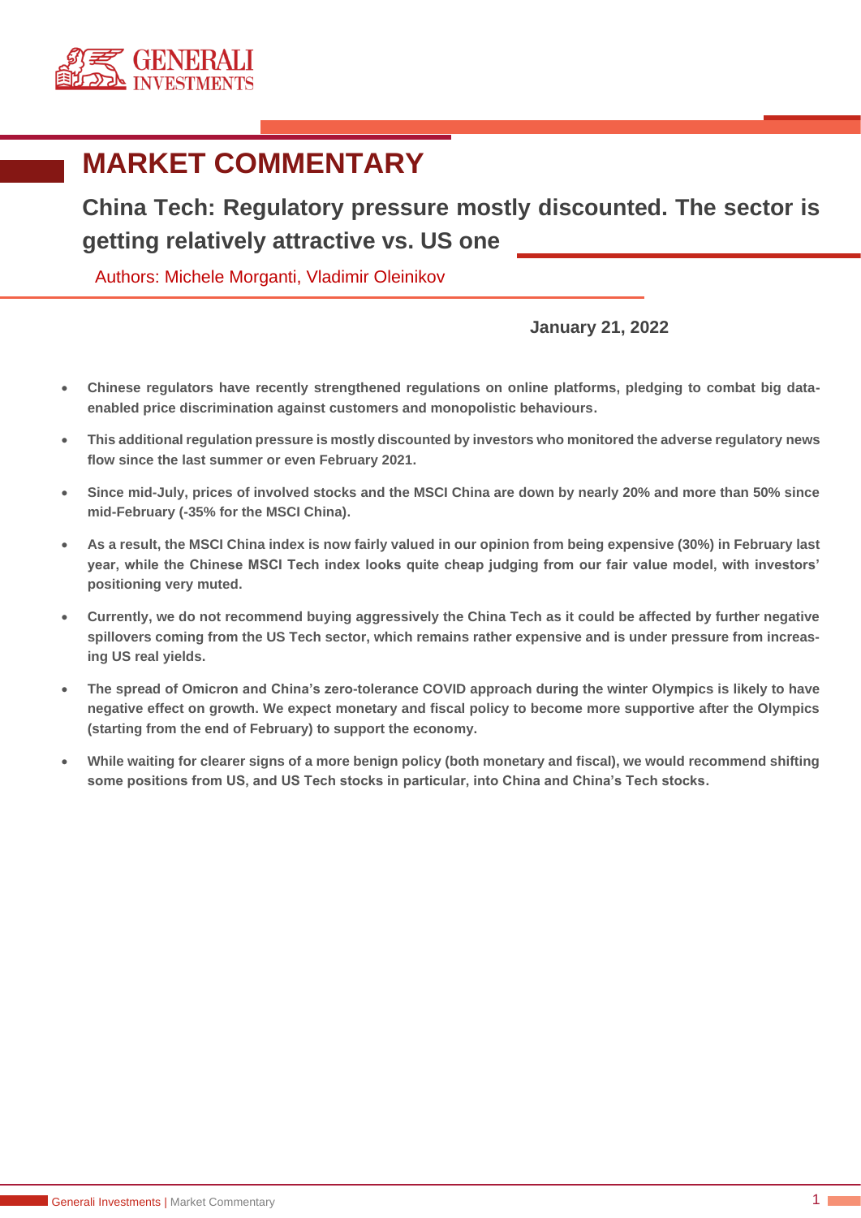# MARKET COMMENTARY

## China Tech: Regulatory pressure mostly discounted. The sector is getting relatively attractive vs. US one

Authors: Michele Morganti, Vladimir Oleinikov

**January 21, 2022**

- **Chinese regulators have recently strengthened regulations on online platforms, pledging to combat big data-enabled price discrimination against customers and monopolistic behaviours.**
- **This additional regulation pressure is mostly discounted by investors who monitored the adverse regulatory news flow since the last summer or even February 2021.**
- **Since mid-July, prices of involved stocks and the MSCI China are down by nearly 20% and more than 50% since mid-February (-35% for the MSCI China).**
- **As a result, the MSCI China index is now fairly valued in our opinion from being expensive (30%) in February last year, while the Chinese MSCI Tech index looks quite cheap judging from our fair value model, with investors' positioning very muted.**
- **Currently, we do not recommend buying aggressively the China Tech as it could be affected by further negative spillovers coming from the US Tech sector, which remains rather expensive and is under pressure from increasing US real yields.**
- **The spread of Omicron and China's zero-tolerance COVID approach during the winter Olympics is likely to have negative effect on growth. We expect monetary and fiscal policy to become more supportive after the Olympics (starting from the end of February) to support the economy.**
- **While waiting for clearer signs of a more benign policy (both monetary and fiscal), we would recommend shifting some positions from US, and US Tech stocks in particular, into China and China's Tech stocks.**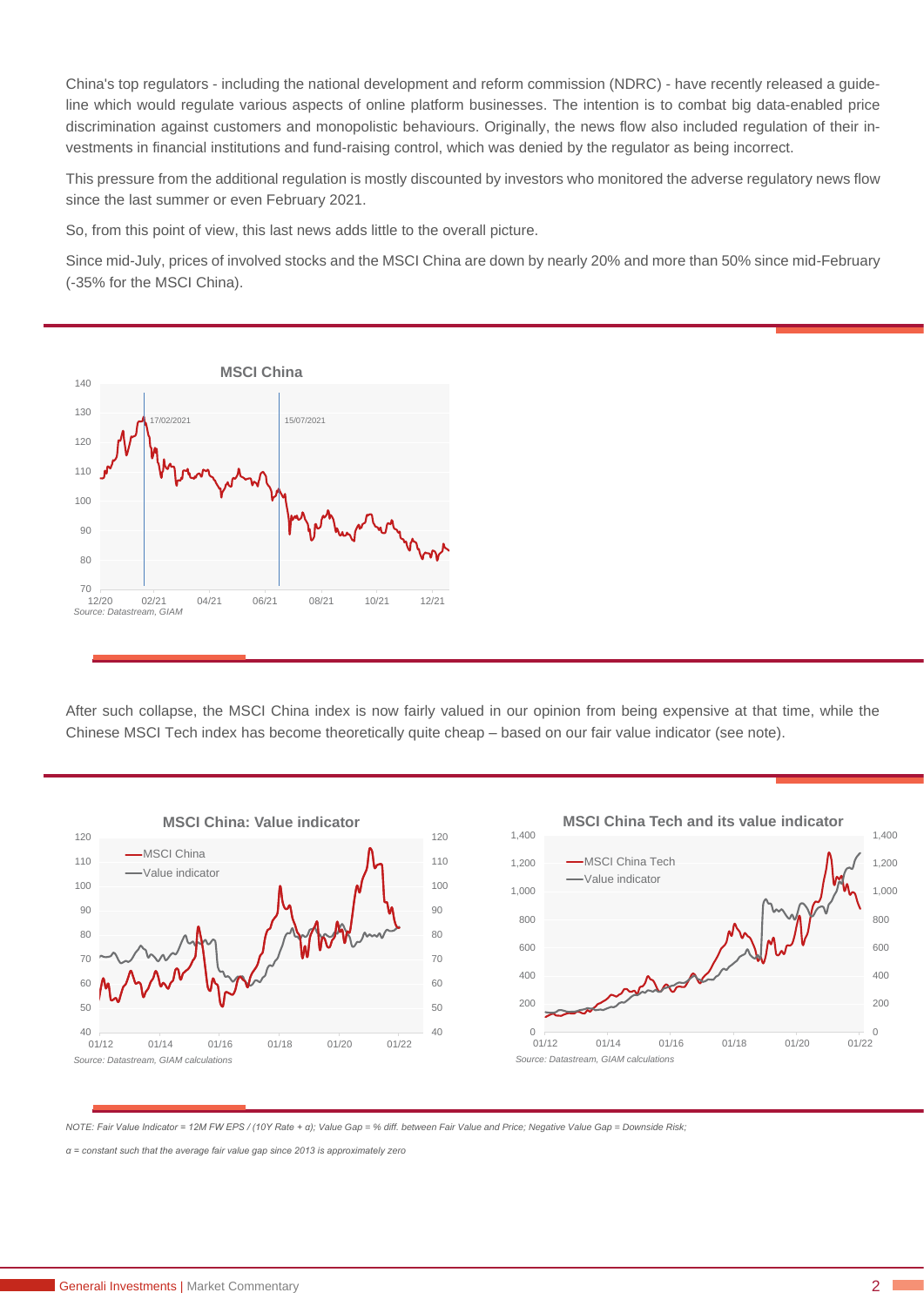China's top regulators - including the national development and reform commission (NDRC) - have recently released a guideline which would regulate various aspects of online platform businesses. The intention is to combat big data-enabled price discrimination against customers and monopolistic behaviours. Originally, the news flow also included regulation of their investments in financial institutions and fund-raising control, which was denied by the regulator as being incorrect.

This pressure from the additional regulation is mostly discounted by investors who monitored the adverse regulatory news flow since the last summer or even February 2021.

So, from this point of view, this last news adds little to the overall picture.

Since mid-July, prices of involved stocks and the MSCI China are down by nearly 20% and more than 50% since mid-February (-35% for the MSCI China).

**MSCI China**

*Source: Datastream, GIAM*

After such collapse, the MSCI China index is now fairly valued in our opinion from being expensive at that time, while the Chinese MSCI Tech index has become theoretically quite cheap – based on our fair value indicator (see note).

**MSCI China: Value indicator**

*Source: Datastream, GIAM calculations*

**MSCI China Tech and its value indicator**

*Source: Datastream, GIAM calculations*

*NOTE: Fair Value Indicator = 12M FW EPS / (10Y Rate + α); Value Gap = % diff. between Fair Value and Price; Negative Value Gap = Downside Risk;*

*α = constant such that the average fair value gap since 2013 is approximately zero*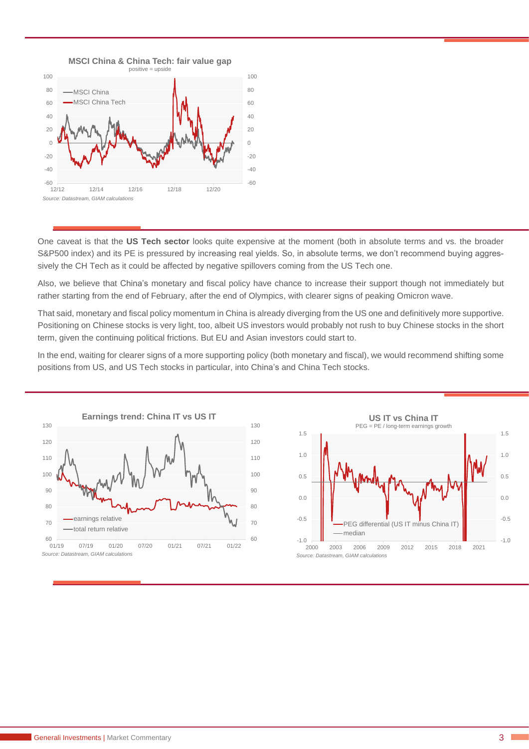**MSCI China & China Tech: fair value gap**
positive = upside

*Source: Datastream, GIAM calculations*

One caveat is that the **US Tech sector** looks quite expensive at the moment (both in absolute terms and vs. the broader S&P500 index) and its PE is pressured by increasing real yields. So, in absolute terms, we don't recommend buying aggressively the CH Tech as it could be affected by negative spillovers coming from the US Tech one.

Also, we believe that China's monetary and fiscal policy have chance to increase their support though not immediately but rather starting from the end of February, after the end of Olympics, with clearer signs of peaking Omicron wave.

That said, monetary and fiscal policy momentum in China is already diverging from the US one and definitively more supportive. Positioning on Chinese stocks is very light, too, albeit US investors would probably not rush to buy Chinese stocks in the short term, given the continuing political frictions. But EU and Asian investors could start to.

In the end, waiting for clearer signs of a more supporting policy (both monetary and fiscal), we would recommend shifting some positions from US, and US Tech stocks in particular, into China's and China Tech stocks.

**Earnings trend: China IT vs US IT**

*Source: Datastream, GIAM calculations*

**US IT vs China IT**
PEG = PE / long-term earnings growth

*Source: Datastream, GIAM calculations*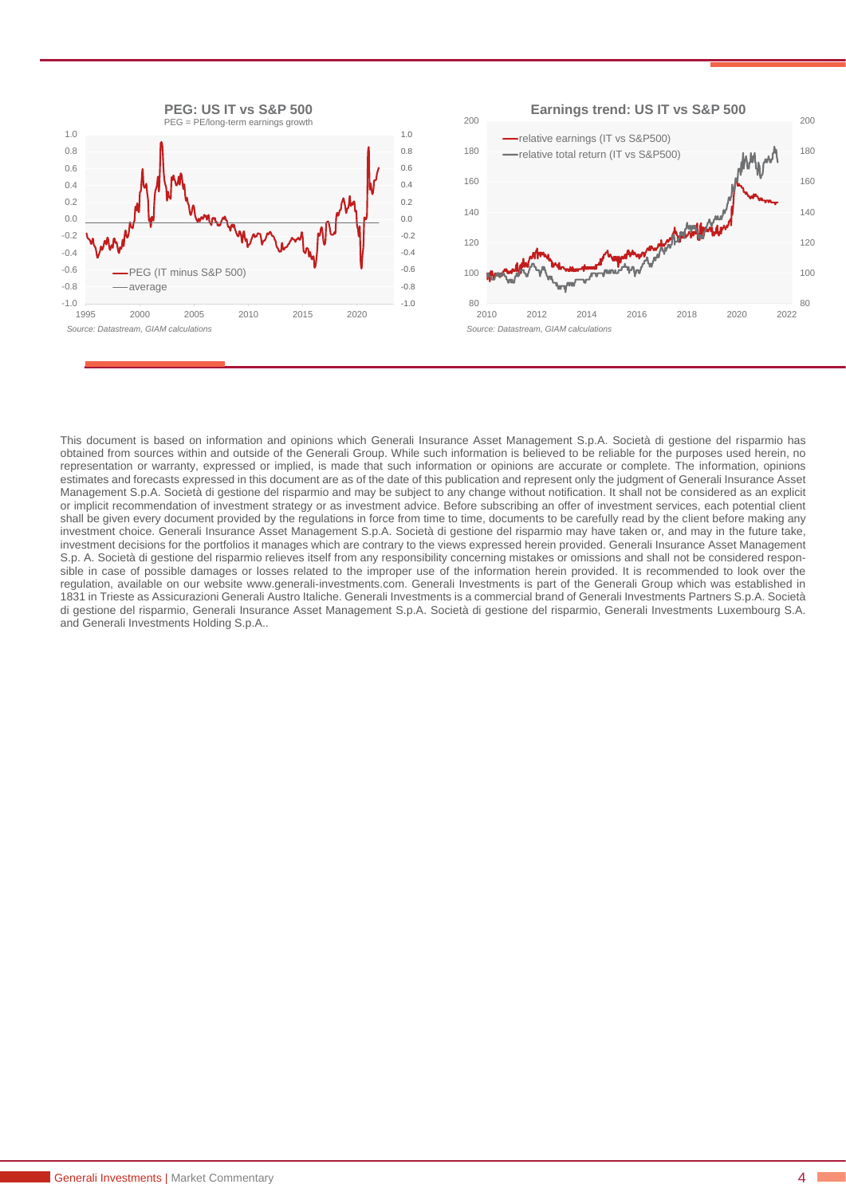**PEG: US IT vs S&P 500**

PEG = PE/long-term earnings growth

1.0
0.8
0.6
0.4
0.2
0.0
-0.2
-0.4
-0.6
-0.8
-1.0

1995 2000 2005 2010 2015 2020

PEG (IT minus S&P 500)
average

*Source: Datastream, GIAM calculations*

**Earnings trend: US IT vs S&P 500**

200
180
160
140
120
100
80

2010 2012 2014 2016 2018 2020 2022

relative earnings (IT vs S&P500)
relative total return (IT vs S&P500)

*Source: Datastream, GIAM calculations*

This document is based on information and opinions which Generali Insurance Asset Management S.p.A. Società di gestione del risparmio has obtained from sources within and outside of the Generali Group. While such information is believed to be reliable for the purposes used herein, no representation or warranty, expressed or implied, is made that such information or opinions are accurate or complete. The information, opinions estimates and forecasts expressed in this document are as of the date of this publication and represent only the judgment of Generali Insurance Asset Management S.p.A. Società di gestione del risparmio and may be subject to any change without notification. It shall not be considered as an explicit or implicit recommendation of investment strategy or as investment advice. Before subscribing an offer of investment services, each potential client shall be given every document provided by the regulations in force from time to time, documents to be carefully read by the client before making any investment choice. Generali Insurance Asset Management S.p.A. Società di gestione del risparmio may have taken or, and may in the future take, investment decisions for the portfolios it manages which are contrary to the views expressed herein provided. Generali Insurance Asset Management S.p. A. Società di gestione del risparmio relieves itself from any responsibility concerning mistakes or omissions and shall not be considered responsible in case of possible damages or losses related to the improper use of the information herein provided. It is recommended to look over the regulation, available on our website www.generali-investments.com. Generali Investments is part of the Generali Group which was established in 1831 in Trieste as Assicurazioni Generali Austro Italiche. Generali Investments is a commercial brand of Generali Investments Partners S.p.A. Società di gestione del risparmio, Generali Insurance Asset Management S.p.A. Società di gestione del risparmio, Generali Investments Luxembourg S.A. and Generali Investments Holding S.p.A..